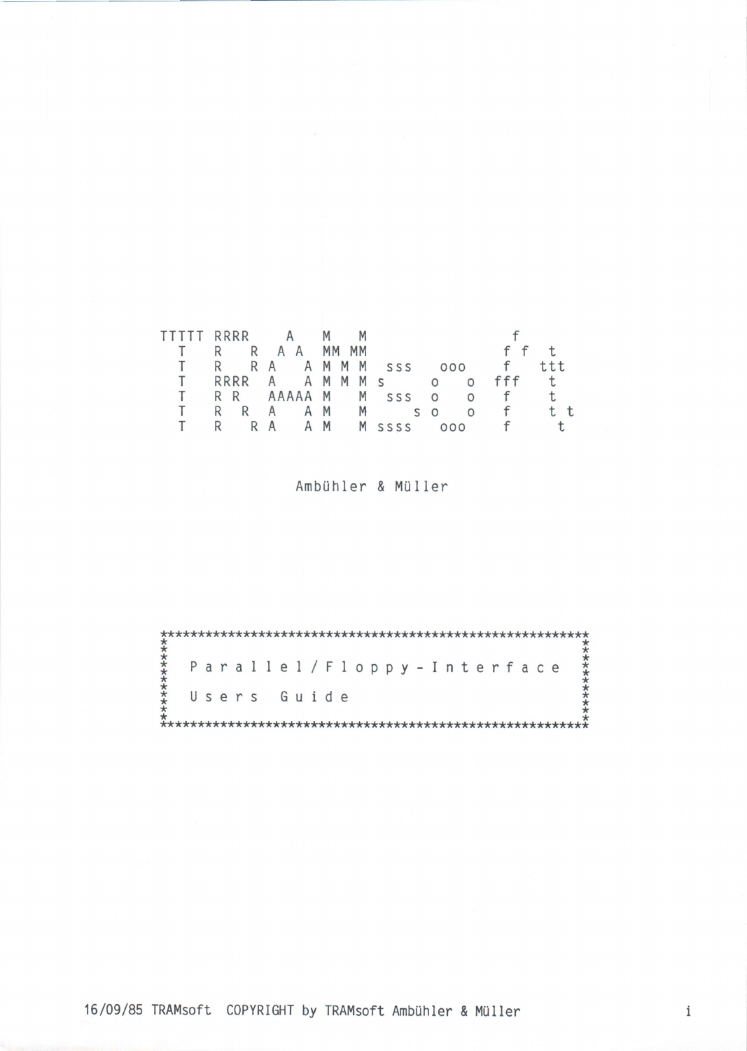```
TTTTT RRRR     A    M    M                    f
  T   R    R  A A   MM  MM                  f  f   t
  T   R    R A   A  M MM M   sss    ooo     f     ttt
  T   RRRR   A   A  M  M M  s      o   o  fff      t
  T   R R    AAAAA  M    M   sss   o   o    f      t
  T   R  R   A   A  M    M      s  o   o    f      t t
  T   R   R  A   A  M    M  ssss    ooo     f       t
```

Ambühler & Müller

```
**********************************************************
*                                                        *
*   P a r a l l e l / F l o p p y - I n t e r f a c e    *
*                                                        *
*   U s e r s   G u i d e                                *
*                                                        *
**********************************************************
```

16/09/85 TRAMsoft COPYRIGHT by TRAMsoft Ambühler & Müller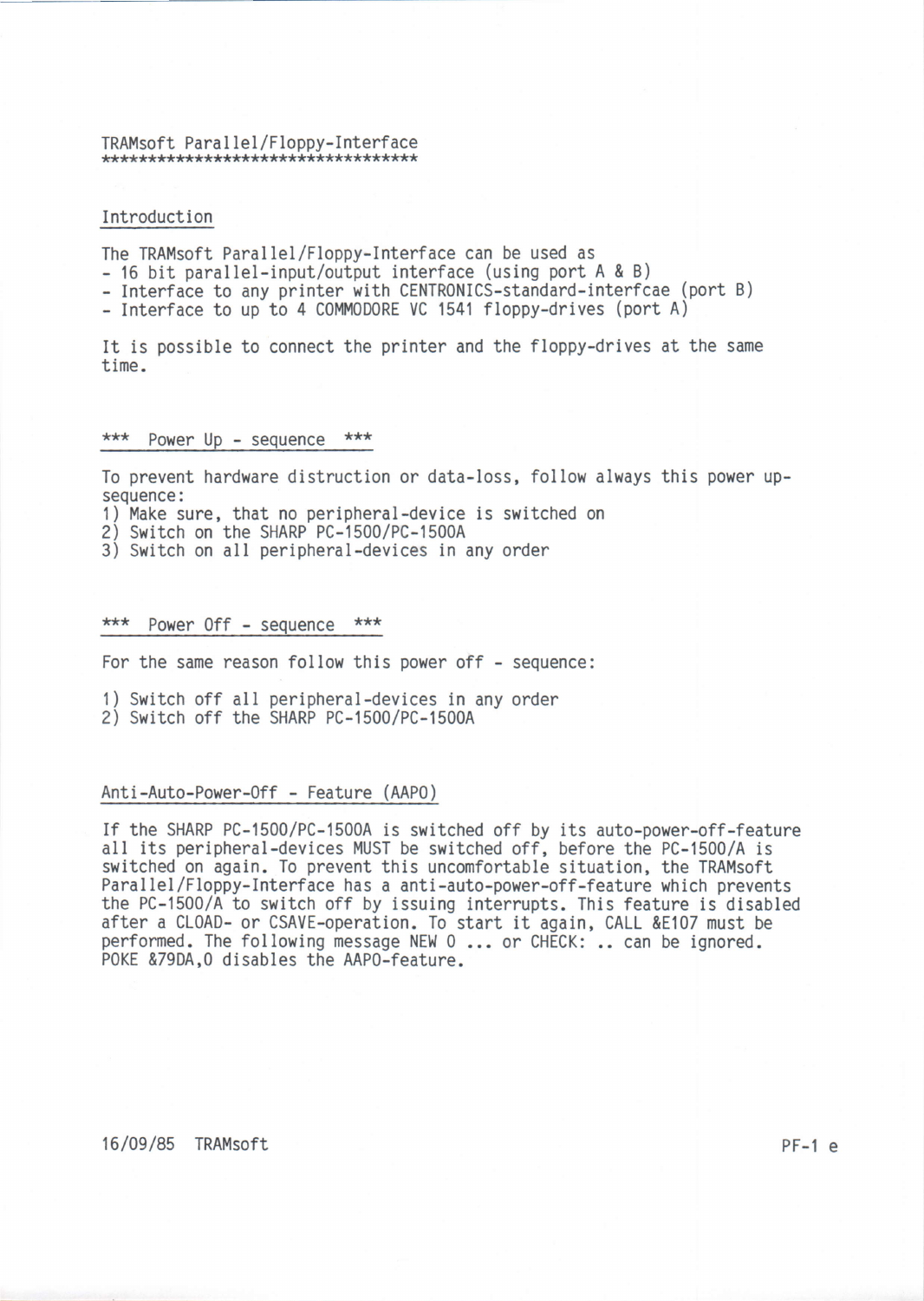# TRAMsoft Parallel/Floppy-Interface

## Introduction

The TRAMsoft Parallel/Floppy-Interface can be used as
- 16 bit parallel-input/output interface (using port A & B)
- Interface to any printer with CENTRONICS-standard-interfcae (port B)
- Interface to up to 4 COMMODORE VC 1541 floppy-drives (port A)

It is possible to connect the printer and the floppy-drives at the same time.

## *** Power Up - sequence ***

To prevent hardware distruction or data-loss, follow always this power up-sequence:
1) Make sure, that no peripheral-device is switched on
2) Switch on the SHARP PC-1500/PC-1500A
3) Switch on all peripheral-devices in any order

## *** Power Off - sequence ***

For the same reason follow this power off - sequence:

1) Switch off all peripheral-devices in any order
2) Switch off the SHARP PC-1500/PC-1500A

## Anti-Auto-Power-Off - Feature (AAPO)

If the SHARP PC-1500/PC-1500A is switched off by its auto-power-off-feature all its peripheral-devices MUST be switched off, before the PC-1500/A is switched on again. To prevent this uncomfortable situation, the TRAMsoft Parallel/Floppy-Interface has a anti-auto-power-off-feature which prevents the PC-1500/A to switch off by issuing interrupts. This feature is disabled after a CLOAD- or CSAVE-operation. To start it again, CALL &E107 must be performed. The following message NEW 0 ... or CHECK: .. can be ignored. POKE &79DA,0 disables the AAPO-feature.

16/09/85 TRAMsoft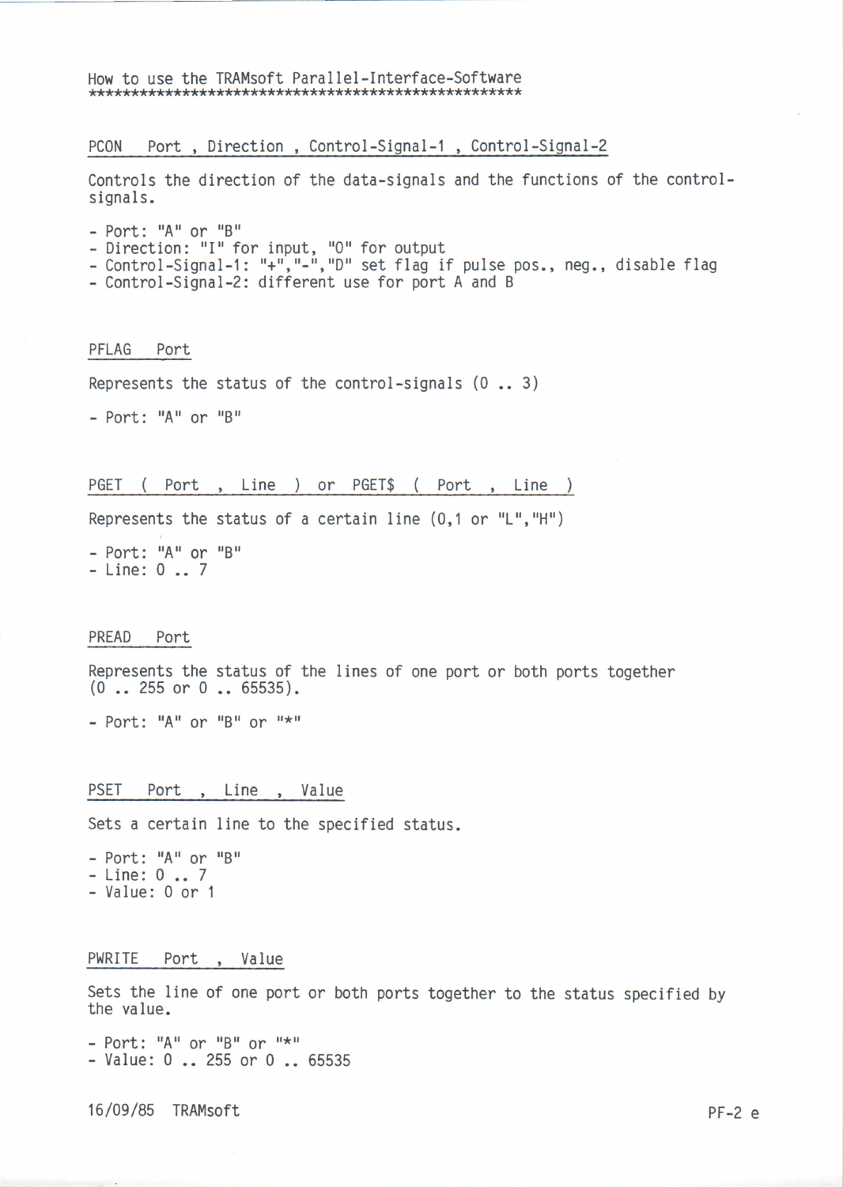# How to use the TRAMsoft Parallel-Interface-Software

## PCON Port , Direction , Control-Signal-1 , Control-Signal-2

Controls the direction of the data-signals and the functions of the control-signals.

- Port: "A" or "B"
- Direction: "I" for input, "O" for output
- Control-Signal-1: "+","-","D" set flag if pulse pos., neg., disable flag
- Control-Signal-2: different use for port A and B

## PFLAG Port

Represents the status of the control-signals (0 .. 3)

- Port: "A" or "B"

## PGET ( Port , Line ) or PGET$ ( Port , Line )

Represents the status of a certain line (0,1 or "L","H")

- Port: "A" or "B"
- Line: 0 .. 7

## PREAD Port

Represents the status of the lines of one port or both ports together (0 .. 255 or 0 .. 65535).

- Port: "A" or "B" or "*"

## PSET Port , Line , Value

Sets a certain line to the specified status.

- Port: "A" or "B"
- Line: 0 .. 7
- Value: 0 or 1

## PWRITE Port , Value

Sets the line of one port or both ports together to the status specified by the value.

- Port: "A" or "B" or "*"
- Value: 0 .. 255 or 0 .. 65535

16/09/85 TRAMsoft PF-2 e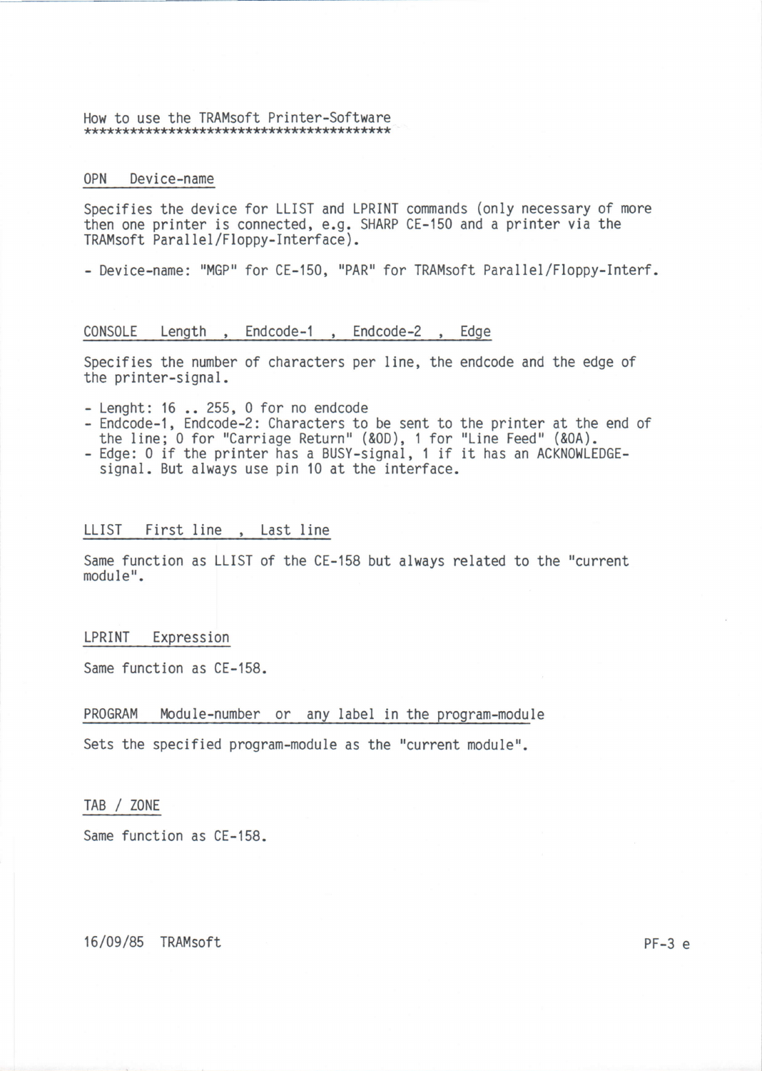# How to use the TRAMsoft Printer-Software

## OPN Device-name

Specifies the device for LLIST and LPRINT commands (only necessary of more then one printer is connected, e.g. SHARP CE-150 and a printer via the TRAMsoft Parallel/Floppy-Interface).

- Device-name: "MGP" for CE-150, "PAR" for TRAMsoft Parallel/Floppy-Interf.

## CONSOLE Length , Endcode-1 , Endcode-2 , Edge

Specifies the number of characters per line, the endcode and the edge of the printer-signal.

- Lenght: 16 .. 255, 0 for no endcode
- Endcode-1, Endcode-2: Characters to be sent to the printer at the end of the line; 0 for "Carriage Return" (&0D), 1 for "Line Feed" (&0A).
- Edge: 0 if the printer has a BUSY-signal, 1 if it has an ACKNOWLEDGE-signal. But always use pin 10 at the interface.

## LLIST First line , Last line

Same function as LLIST of the CE-158 but always related to the "current module".

## LPRINT Expression

Same function as CE-158.

## PROGRAM Module-number or any label in the program-module

Sets the specified program-module as the "current module".

## TAB / ZONE

Same function as CE-158.

16/09/85 TRAMsoft PF-3 e